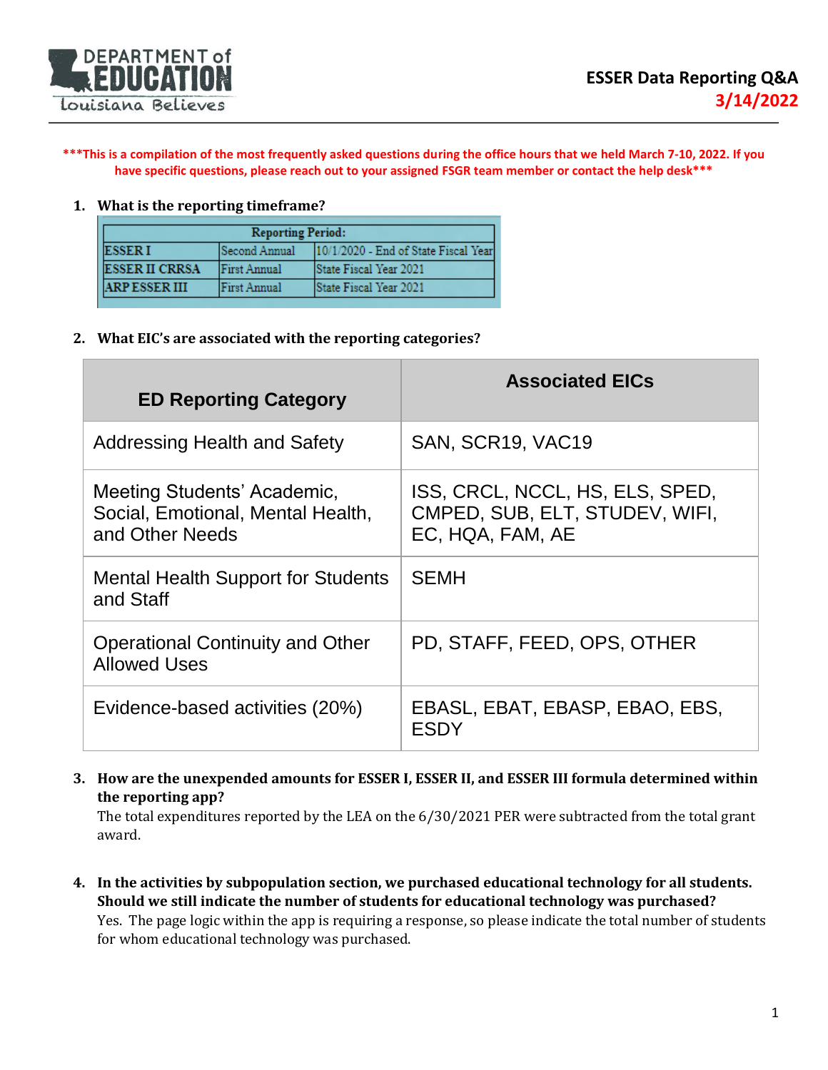# ESSER Data Reporting Q&A

**3/14/2022**

*****This is a compilation of the most frequently asked questions during the office hours that we held March 7-10, 2022. If you have specific questions, please reach out to your assigned FSGR team member or contact the help desk*****

1. **What is the reporting timeframe?**

| Reporting Period: | | |
|---|---|---|
| ESSER I | Second Annual | 10/1/2020 - End of State Fiscal Year |
| ESSER II CRRSA | First Annual | State Fiscal Year 2021 |
| ARP ESSER III | First Annual | State Fiscal Year 2021 |

2. **What EIC's are associated with the reporting categories?**

| ED Reporting Category | Associated EICs |
|---|---|
| Addressing Health and Safety | SAN, SCR19, VAC19 |
| Meeting Students' Academic, Social, Emotional, Mental Health, and Other Needs | ISS, CRCL, NCCL, HS, ELS, SPED, CMPED, SUB, ELT, STUDEV, WIFI, EC, HQA, FAM, AE |
| Mental Health Support for Students and Staff | SEMH |
| Operational Continuity and Other Allowed Uses | PD, STAFF, FEED, OPS, OTHER |
| Evidence-based activities (20%) | EBASL, EBAT, EBASP, EBAO, EBS, ESDY |

3. **How are the unexpended amounts for ESSER I, ESSER II, and ESSER III formula determined within the reporting app?**
   The total expenditures reported by the LEA on the 6/30/2021 PER were subtracted from the total grant award.

4. **In the activities by subpopulation section, we purchased educational technology for all students. Should we still indicate the number of students for educational technology was purchased?**
   Yes. The page logic within the app is requiring a response, so please indicate the total number of students for whom educational technology was purchased.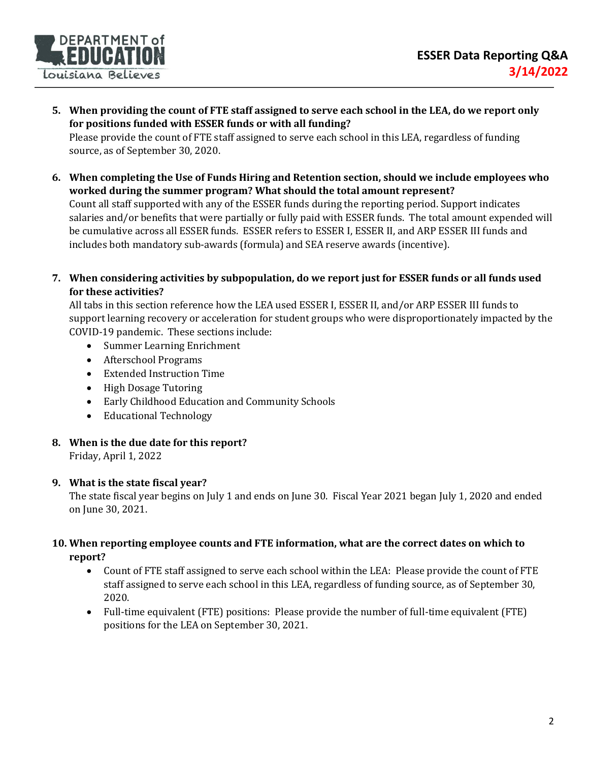5. **When providing the count of FTE staff assigned to serve each school in the LEA, do we report only for positions funded with ESSER funds or with all funding?**
   Please provide the count of FTE staff assigned to serve each school in this LEA, regardless of funding source, as of September 30, 2020.

6. **When completing the Use of Funds Hiring and Retention section, should we include employees who worked during the summer program? What should the total amount represent?**
   Count all staff supported with any of the ESSER funds during the reporting period. Support indicates salaries and/or benefits that were partially or fully paid with ESSER funds. The total amount expended will be cumulative across all ESSER funds. ESSER refers to ESSER I, ESSER II, and ARP ESSER III funds and includes both mandatory sub-awards (formula) and SEA reserve awards (incentive).

7. **When considering activities by subpopulation, do we report just for ESSER funds or all funds used for these activities?**
   All tabs in this section reference how the LEA used ESSER I, ESSER II, and/or ARP ESSER III funds to support learning recovery or acceleration for student groups who were disproportionately impacted by the COVID-19 pandemic. These sections include:
   - Summer Learning Enrichment
   - Afterschool Programs
   - Extended Instruction Time
   - High Dosage Tutoring
   - Early Childhood Education and Community Schools
   - Educational Technology

8. **When is the due date for this report?**
   Friday, April 1, 2022

9. **What is the state fiscal year?**
   The state fiscal year begins on July 1 and ends on June 30. Fiscal Year 2021 began July 1, 2020 and ended on June 30, 2021.

10. **When reporting employee counts and FTE information, what are the correct dates on which to report?**
    - Count of FTE staff assigned to serve each school within the LEA: Please provide the count of FTE staff assigned to serve each school in this LEA, regardless of funding source, as of September 30, 2020.
    - Full-time equivalent (FTE) positions: Please provide the number of full-time equivalent (FTE) positions for the LEA on September 30, 2021.